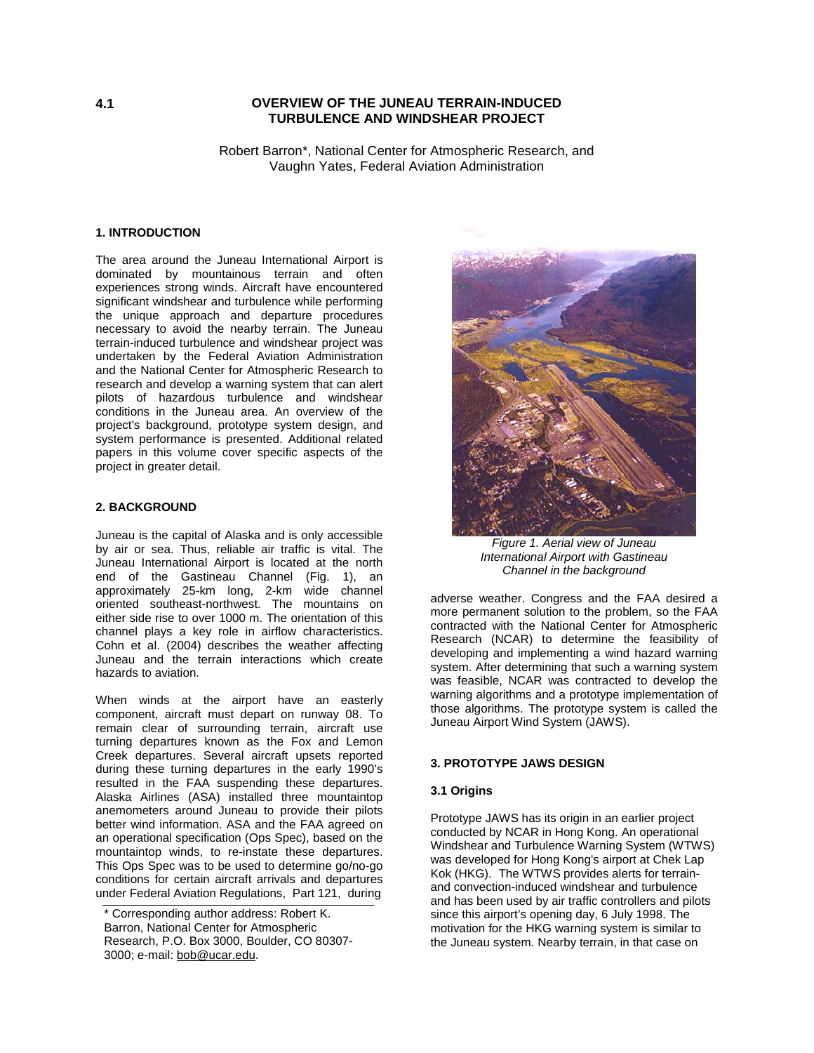**4.1**

# OVERVIEW OF THE JUNEAU TERRAIN-INDUCED TURBULENCE AND WINDSHEAR PROJECT

Robert Barron*, National Center for Atmospheric Research, and
Vaughn Yates, Federal Aviation Administration

## 1. INTRODUCTION

The area around the Juneau International Airport is dominated by mountainous terrain and often experiences strong winds. Aircraft have encountered significant windshear and turbulence while performing the unique approach and departure procedures necessary to avoid the nearby terrain. The Juneau terrain-induced turbulence and windshear project was undertaken by the Federal Aviation Administration and the National Center for Atmospheric Research to research and develop a warning system that can alert pilots of hazardous turbulence and windshear conditions in the Juneau area. An overview of the project's background, prototype system design, and system performance is presented. Additional related papers in this volume cover specific aspects of the project in greater detail.

## 2. BACKGROUND

Juneau is the capital of Alaska and is only accessible by air or sea. Thus, reliable air traffic is vital. The Juneau International Airport is located at the north end of the Gastineau Channel (Fig. 1), an approximately 25-km long, 2-km wide channel oriented southeast-northwest. The mountains on either side rise to over 1000 m. The orientation of this channel plays a key role in airflow characteristics. Cohn et al. (2004) describes the weather affecting Juneau and the terrain interactions which create hazards to aviation.

When winds at the airport have an easterly component, aircraft must depart on runway 08. To remain clear of surrounding terrain, aircraft use turning departures known as the Fox and Lemon Creek departures. Several aircraft upsets reported during these turning departures in the early 1990's resulted in the FAA suspending these departures. Alaska Airlines (ASA) installed three mountaintop anemometers around Juneau to provide their pilots better wind information. ASA and the FAA agreed on an operational specification (Ops Spec), based on the mountaintop winds, to re-instate these departures. This Ops Spec was to be used to determine go/no-go conditions for certain aircraft arrivals and departures under Federal Aviation Regulations, Part 121, during adverse weather. Congress and the FAA desired a more permanent solution to the problem, so the FAA contracted with the National Center for Atmospheric Research (NCAR) to determine the feasibility of developing and implementing a wind hazard warning system. After determining that such a warning system was feasible, NCAR was contracted to develop the warning algorithms and a prototype implementation of those algorithms. The prototype system is called the Juneau Airport Wind System (JAWS).

*Figure 1. Aerial view of Juneau International Airport with Gastineau Channel in the background*

## 3. PROTOTYPE JAWS DESIGN

### 3.1 Origins

Prototype JAWS has its origin in an earlier project conducted by NCAR in Hong Kong. An operational Windshear and Turbulence Warning System (WTWS) was developed for Hong Kong's airport at Chek Lap Kok (HKG). The WTWS provides alerts for terrain- and convection-induced windshear and turbulence and has been used by air traffic controllers and pilots since this airport's opening day, 6 July 1998. The motivation for the HKG warning system is similar to the Juneau system. Nearby terrain, in that case on

---

\* Corresponding author address: Robert K. Barron, National Center for Atmospheric Research, P.O. Box 3000, Boulder, CO 80307-3000; e-mail: bob@ucar.edu.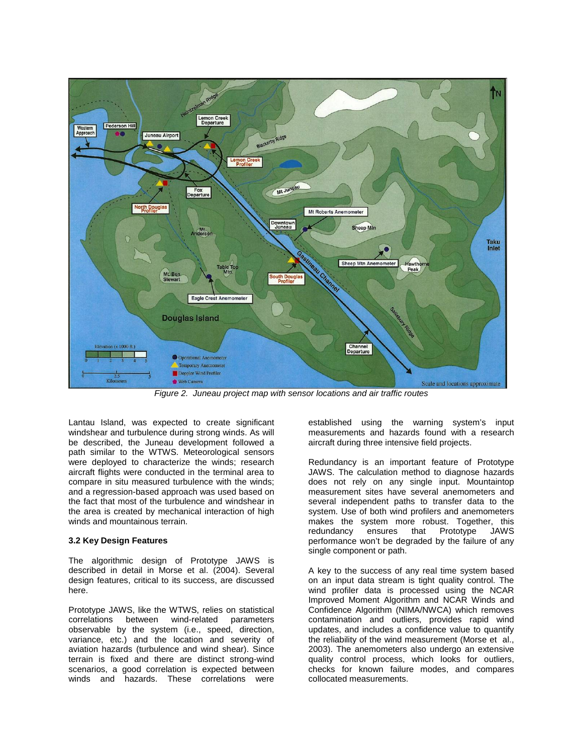*Figure 2. Juneau project map with sensor locations and air traffic routes*

Lantau Island, was expected to create significant windshear and turbulence during strong winds. As will be described, the Juneau development followed a path similar to the WTWS. Meteorological sensors were deployed to characterize the winds; research aircraft flights were conducted in the terminal area to compare in situ measured turbulence with the winds; and a regression-based approach was used based on the fact that most of the turbulence and windshear in the area is created by mechanical interaction of high winds and mountainous terrain.

### 3.2 Key Design Features

The algorithmic design of Prototype JAWS is described in detail in Morse et al. (2004). Several design features, critical to its success, are discussed here.

Prototype JAWS, like the WTWS, relies on statistical correlations between wind-related parameters observable by the system (i.e., speed, direction, variance, etc.) and the location and severity of aviation hazards (turbulence and wind shear). Since terrain is fixed and there are distinct strong-wind scenarios, a good correlation is expected between winds and hazards. These correlations were established using the warning system's input measurements and hazards found with a research aircraft during three intensive field projects.

Redundancy is an important feature of Prototype JAWS. The calculation method to diagnose hazards does not rely on any single input. Mountaintop measurement sites have several anemometers and several independent paths to transfer data to the system. Use of both wind profilers and anemometers makes the system more robust. Together, this redundancy ensures that Prototype JAWS performance won't be degraded by the failure of any single component or path.

A key to the success of any real time system based on an input data stream is tight quality control. The wind profiler data is processed using the NCAR Improved Moment Algorithm and NCAR Winds and Confidence Algorithm (NIMA/NWCA) which removes contamination and outliers, provides rapid wind updates, and includes a confidence value to quantify the reliability of the wind measurement (Morse et al., 2003). The anemometers also undergo an extensive quality control process, which looks for outliers, checks for known failure modes, and compares collocated measurements.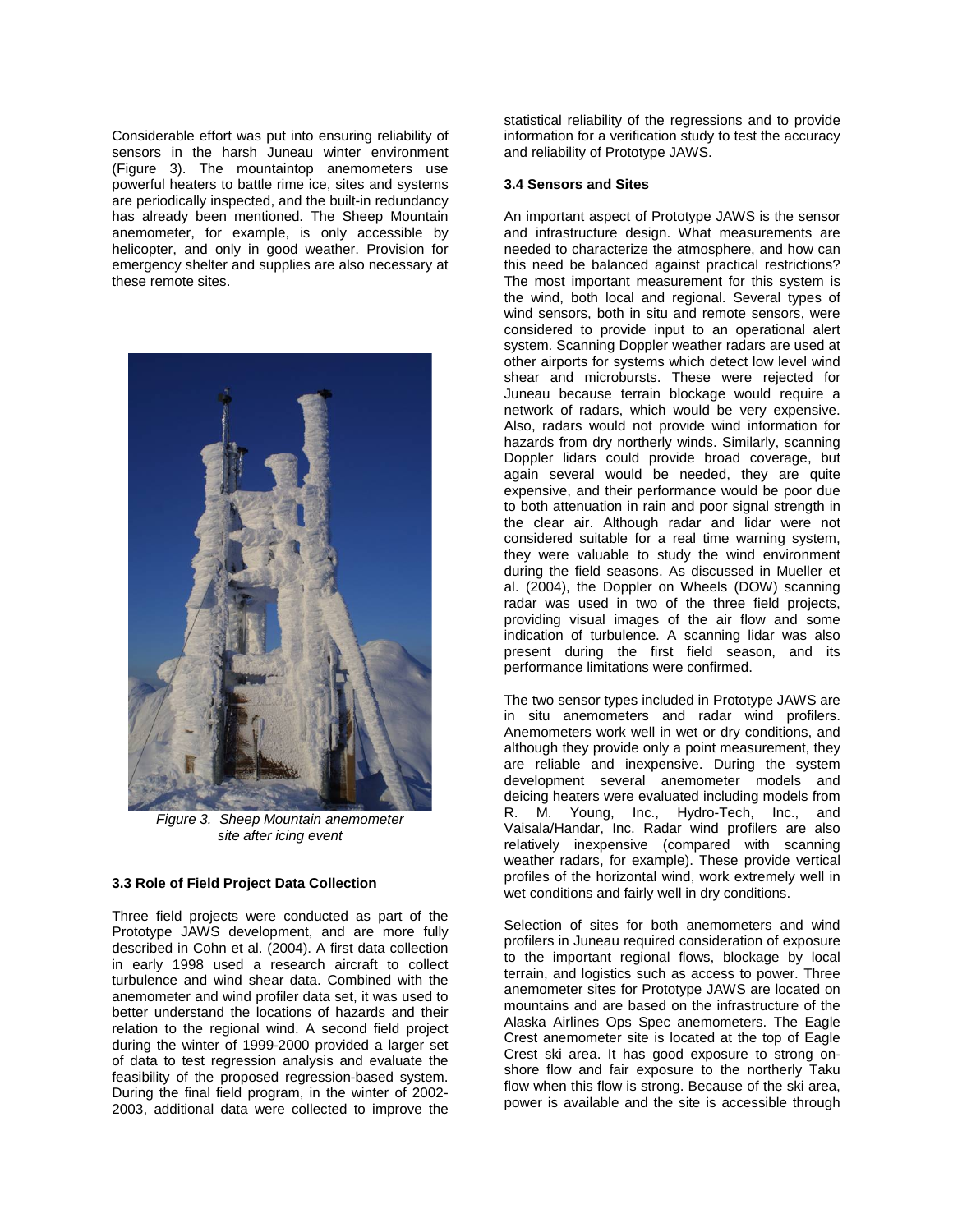Considerable effort was put into ensuring reliability of sensors in the harsh Juneau winter environment (Figure 3). The mountaintop anemometers use powerful heaters to battle rime ice, sites and systems are periodically inspected, and the built-in redundancy has already been mentioned. The Sheep Mountain anemometer, for example, is only accessible by helicopter, and only in good weather. Provision for emergency shelter and supplies are also necessary at these remote sites.

*Figure 3. Sheep Mountain anemometer site after icing event*

### 3.3 Role of Field Project Data Collection

Three field projects were conducted as part of the Prototype JAWS development, and are more fully described in Cohn et al. (2004). A first data collection in early 1998 used a research aircraft to collect turbulence and wind shear data. Combined with the anemometer and wind profiler data set, it was used to better understand the locations of hazards and their relation to the regional wind. A second field project during the winter of 1999-2000 provided a larger set of data to test regression analysis and evaluate the feasibility of the proposed regression-based system. During the final field program, in the winter of 2002-2003, additional data were collected to improve the statistical reliability of the regressions and to provide information for a verification study to test the accuracy and reliability of Prototype JAWS.

### 3.4 Sensors and Sites

An important aspect of Prototype JAWS is the sensor and infrastructure design. What measurements are needed to characterize the atmosphere, and how can this need be balanced against practical restrictions? The most important measurement for this system is the wind, both local and regional. Several types of wind sensors, both in situ and remote sensors, were considered to provide input to an operational alert system. Scanning Doppler weather radars are used at other airports for systems which detect low level wind shear and microbursts. These were rejected for Juneau because terrain blockage would require a network of radars, which would be very expensive. Also, radars would not provide wind information for hazards from dry northerly winds. Similarly, scanning Doppler lidars could provide broad coverage, but again several would be needed, they are quite expensive, and their performance would be poor due to both attenuation in rain and poor signal strength in the clear air. Although radar and lidar were not considered suitable for a real time warning system, they were valuable to study the wind environment during the field seasons. As discussed in Mueller et al. (2004), the Doppler on Wheels (DOW) scanning radar was used in two of the three field projects, providing visual images of the air flow and some indication of turbulence. A scanning lidar was also present during the first field season, and its performance limitations were confirmed.

The two sensor types included in Prototype JAWS are in situ anemometers and radar wind profilers. Anemometers work well in wet or dry conditions, and although they provide only a point measurement, they are reliable and inexpensive. During the system development several anemometer models and deicing heaters were evaluated including models from R. M. Young, Inc., Hydro-Tech, Inc., and Vaisala/Handar, Inc. Radar wind profilers are also relatively inexpensive (compared with scanning weather radars, for example). These provide vertical profiles of the horizontal wind, work extremely well in wet conditions and fairly well in dry conditions.

Selection of sites for both anemometers and wind profilers in Juneau required consideration of exposure to the important regional flows, blockage by local terrain, and logistics such as access to power. Three anemometer sites for Prototype JAWS are located on mountains and are based on the infrastructure of the Alaska Airlines Ops Spec anemometers. The Eagle Crest anemometer site is located at the top of Eagle Crest ski area. It has good exposure to strong on-shore flow and fair exposure to the northerly Taku flow when this flow is strong. Because of the ski area, power is available and the site is accessible through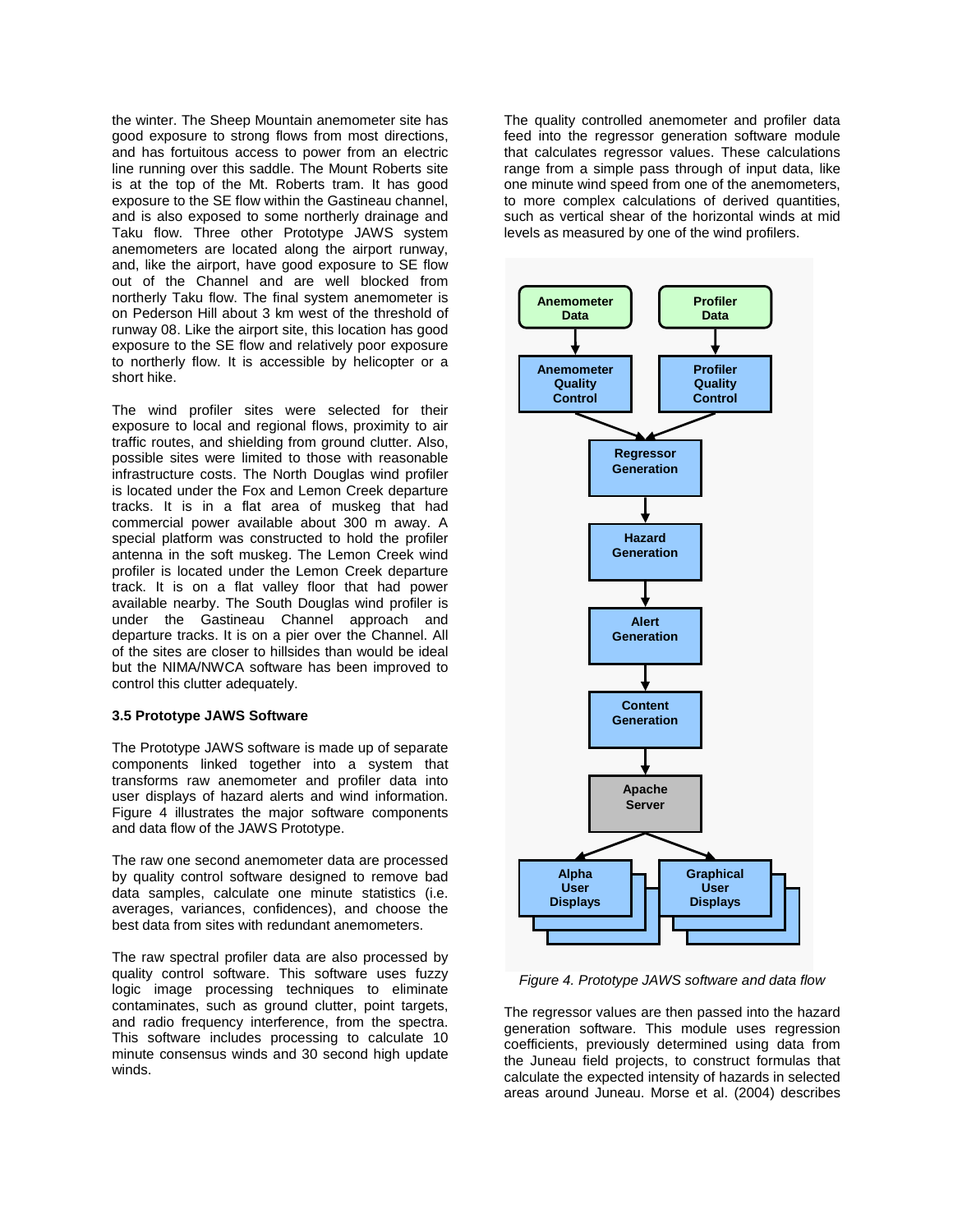the winter. The Sheep Mountain anemometer site has good exposure to strong flows from most directions, and has fortuitous access to power from an electric line running over this saddle. The Mount Roberts site is at the top of the Mt. Roberts tram. It has good exposure to the SE flow within the Gastineau channel, and is also exposed to some northerly drainage and Taku flow. Three other Prototype JAWS system anemometers are located along the airport runway, and, like the airport, have good exposure to SE flow out of the Channel and are well blocked from northerly Taku flow. The final system anemometer is on Pederson Hill about 3 km west of the threshold of runway 08. Like the airport site, this location has good exposure to the SE flow and relatively poor exposure to northerly flow. It is accessible by helicopter or a short hike.

The wind profiler sites were selected for their exposure to local and regional flows, proximity to air traffic routes, and shielding from ground clutter. Also, possible sites were limited to those with reasonable infrastructure costs. The North Douglas wind profiler is located under the Fox and Lemon Creek departure tracks. It is in a flat area of muskeg that had commercial power available about 300 m away. A special platform was constructed to hold the profiler antenna in the soft muskeg. The Lemon Creek wind profiler is located under the Lemon Creek departure track. It is on a flat valley floor that had power available nearby. The South Douglas wind profiler is under the Gastineau Channel approach and departure tracks. It is on a pier over the Channel. All of the sites are closer to hillsides than would be ideal but the NIMA/NWCA software has been improved to control this clutter adequately.

### 3.5 Prototype JAWS Software

The Prototype JAWS software is made up of separate components linked together into a system that transforms raw anemometer and profiler data into user displays of hazard alerts and wind information. Figure 4 illustrates the major software components and data flow of the JAWS Prototype.

The raw one second anemometer data are processed by quality control software designed to remove bad data samples, calculate one minute statistics (i.e. averages, variances, confidences), and choose the best data from sites with redundant anemometers.

The raw spectral profiler data are also processed by quality control software. This software uses fuzzy logic image processing techniques to eliminate contaminates, such as ground clutter, point targets, and radio frequency interference, from the spectra. This software includes processing to calculate 10 minute consensus winds and 30 second high update winds.

The quality controlled anemometer and profiler data feed into the regressor generation software module that calculates regressor values. These calculations range from a simple pass through of input data, like one minute wind speed from one of the anemometers, to more complex calculations of derived quantities, such as vertical shear of the horizontal winds at mid levels as measured by one of the wind profilers.

Anemometer Data → Anemometer Quality Control; Profiler Data → Profiler Quality Control; both → Regressor Generation → Hazard Generation → Alert Generation → Content Generation → Apache Server → Alpha User Displays / Graphical User Displays

*Figure 4. Prototype JAWS software and data flow*

The regressor values are then passed into the hazard generation software. This module uses regression coefficients, previously determined using data from the Juneau field projects, to construct formulas that calculate the expected intensity of hazards in selected areas around Juneau. Morse et al. (2004) describes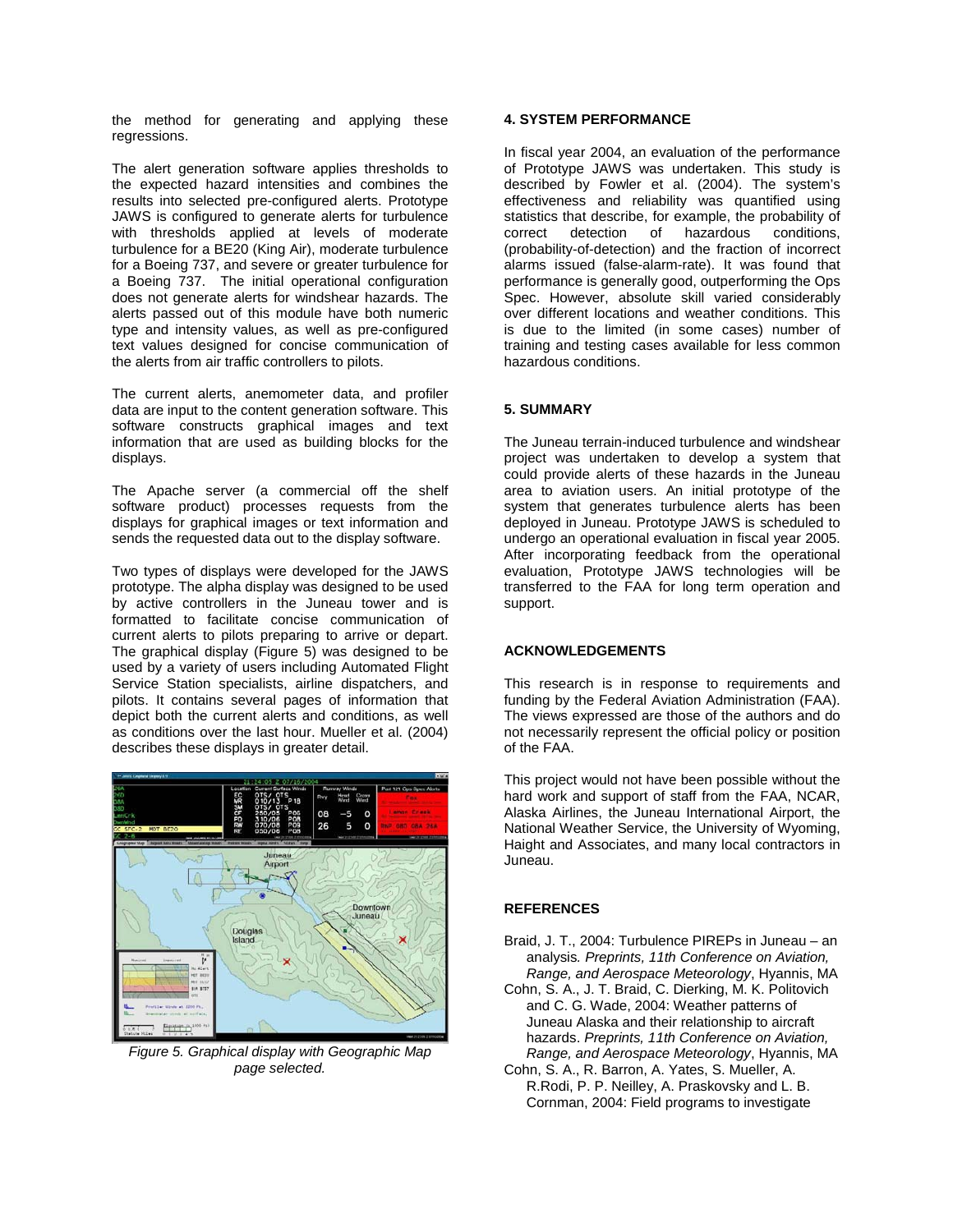the method for generating and applying these regressions.

The alert generation software applies thresholds to the expected hazard intensities and combines the results into selected pre-configured alerts. Prototype JAWS is configured to generate alerts for turbulence with thresholds applied at levels of moderate turbulence for a BE20 (King Air), moderate turbulence for a Boeing 737, and severe or greater turbulence for a Boeing 737. The initial operational configuration does not generate alerts for windshear hazards. The alerts passed out of this module have both numeric type and intensity values, as well as pre-configured text values designed for concise communication of the alerts from air traffic controllers to pilots.

The current alerts, anemometer data, and profiler data are input to the content generation software. This software constructs graphical images and text information that are used as building blocks for the displays.

The Apache server (a commercial off the shelf software product) processes requests from the displays for graphical images or text information and sends the requested data out to the display software.

Two types of displays were developed for the JAWS prototype. The alpha display was designed to be used by active controllers in the Juneau tower and is formatted to facilitate concise communication of current alerts to pilots preparing to arrive or depart. The graphical display (Figure 5) was designed to be used by a variety of users including Automated Flight Service Station specialists, airline dispatchers, and pilots. It contains several pages of information that depict both the current alerts and conditions, as well as conditions over the last hour. Mueller et al. (2004) describes these displays in greater detail.

*Figure 5. Graphical display with Geographic Map page selected.*

## 4. SYSTEM PERFORMANCE

In fiscal year 2004, an evaluation of the performance of Prototype JAWS was undertaken. This study is described by Fowler et al. (2004). The system's effectiveness and reliability was quantified using statistics that describe, for example, the probability of correct detection of hazardous conditions, (probability-of-detection) and the fraction of incorrect alarms issued (false-alarm-rate). It was found that performance is generally good, outperforming the Ops Spec. However, absolute skill varied considerably over different locations and weather conditions. This is due to the limited (in some cases) number of training and testing cases available for less common hazardous conditions.

## 5. SUMMARY

The Juneau terrain-induced turbulence and windshear project was undertaken to develop a system that could provide alerts of these hazards in the Juneau area to aviation users. An initial prototype of the system that generates turbulence alerts has been deployed in Juneau. Prototype JAWS is scheduled to undergo an operational evaluation in fiscal year 2005. After incorporating feedback from the operational evaluation, Prototype JAWS technologies will be transferred to the FAA for long term operation and support.

## ACKNOWLEDGEMENTS

This research is in response to requirements and funding by the Federal Aviation Administration (FAA). The views expressed are those of the authors and do not necessarily represent the official policy or position of the FAA.

This project would not have been possible without the hard work and support of staff from the FAA, NCAR, Alaska Airlines, the Juneau International Airport, the National Weather Service, the University of Wyoming, Haight and Associates, and many local contractors in Juneau.

## REFERENCES

Braid, J. T., 2004: Turbulence PIREPs in Juneau – an analysis. *Preprints, 11th Conference on Aviation, Range, and Aerospace Meteorology*, Hyannis, MA

Cohn, S. A., J. T. Braid, C. Dierking, M. K. Politovich and C. G. Wade, 2004: Weather patterns of Juneau Alaska and their relationship to aircraft hazards. *Preprints, 11th Conference on Aviation, Range, and Aerospace Meteorology*, Hyannis, MA

Cohn, S. A., R. Barron, A. Yates, S. Mueller, A. R.Rodi, P. P. Neilley, A. Praskovsky and L. B. Cornman, 2004: Field programs to investigate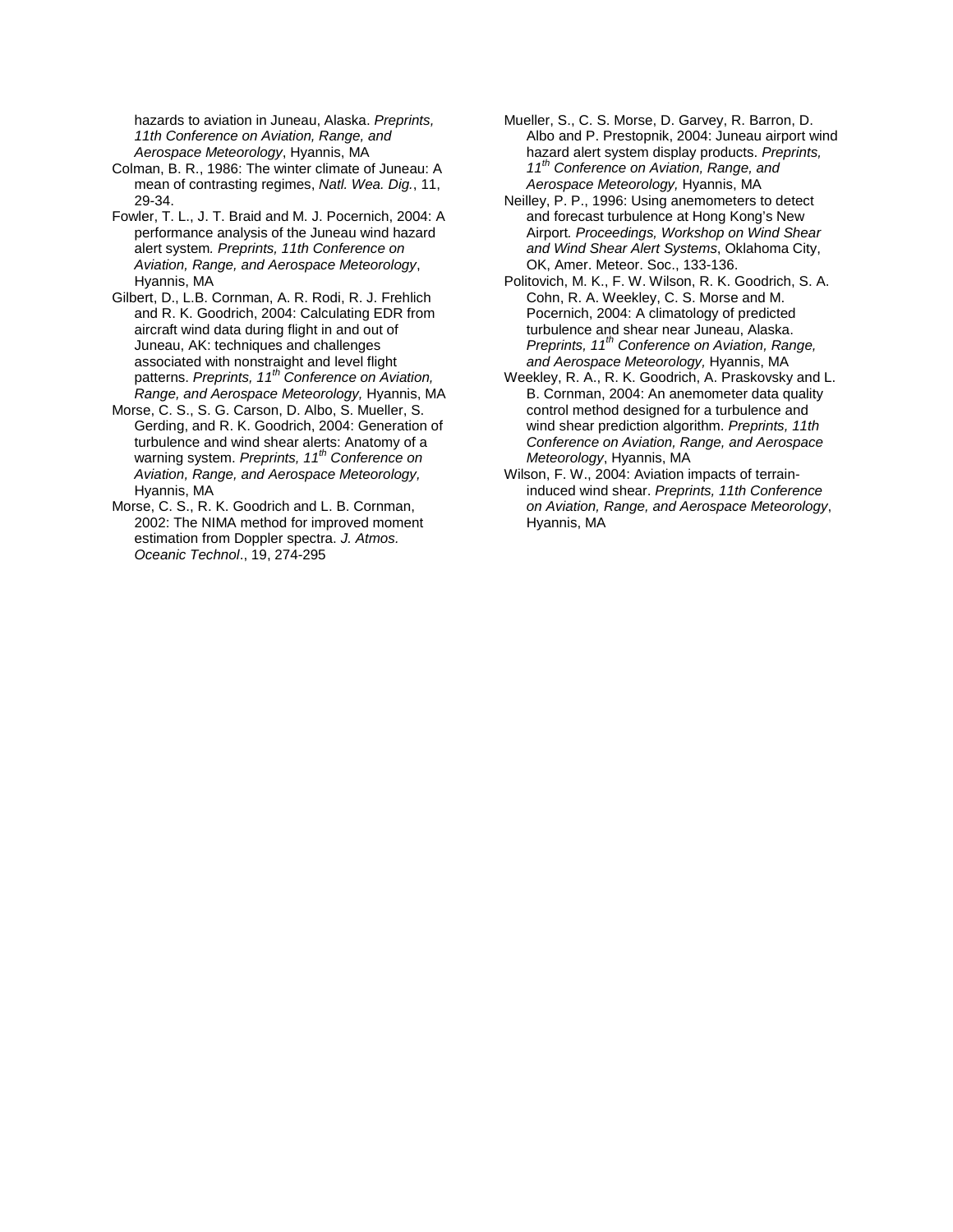hazards to aviation in Juneau, Alaska. *Preprints, 11th Conference on Aviation, Range, and Aerospace Meteorology*, Hyannis, MA

Colman, B. R., 1986: The winter climate of Juneau: A mean of contrasting regimes, *Natl. Wea. Dig.*, 11, 29-34.

Fowler, T. L., J. T. Braid and M. J. Pocernich, 2004: A performance analysis of the Juneau wind hazard alert system*. Preprints, 11th Conference on Aviation, Range, and Aerospace Meteorology*, Hyannis, MA

Gilbert, D., L.B. Cornman, A. R. Rodi, R. J. Frehlich and R. K. Goodrich, 2004: Calculating EDR from aircraft wind data during flight in and out of Juneau, AK: techniques and challenges associated with nonstraight and level flight patterns. *Preprints, 11th Conference on Aviation, Range, and Aerospace Meteorology,* Hyannis, MA

Morse, C. S., S. G. Carson, D. Albo, S. Mueller, S. Gerding, and R. K. Goodrich, 2004: Generation of turbulence and wind shear alerts: Anatomy of a warning system. *Preprints, 11th Conference on Aviation, Range, and Aerospace Meteorology,* Hyannis, MA

Morse, C. S., R. K. Goodrich and L. B. Cornman, 2002: The NIMA method for improved moment estimation from Doppler spectra. *J. Atmos. Oceanic Technol*., 19, 274-295

Mueller, S., C. S. Morse, D. Garvey, R. Barron, D. Albo and P. Prestopnik, 2004: Juneau airport wind hazard alert system display products. *Preprints, 11th Conference on Aviation, Range, and Aerospace Meteorology,* Hyannis, MA

Neilley, P. P., 1996: Using anemometers to detect and forecast turbulence at Hong Kong's New Airport*. Proceedings, Workshop on Wind Shear and Wind Shear Alert Systems*, Oklahoma City, OK, Amer. Meteor. Soc., 133-136.

Politovich, M. K., F. W. Wilson, R. K. Goodrich, S. A. Cohn, R. A. Weekley, C. S. Morse and M. Pocernich, 2004: A climatology of predicted turbulence and shear near Juneau, Alaska. *Preprints, 11th Conference on Aviation, Range, and Aerospace Meteorology,* Hyannis, MA

Weekley, R. A., R. K. Goodrich, A. Praskovsky and L. B. Cornman, 2004: An anemometer data quality control method designed for a turbulence and wind shear prediction algorithm. *Preprints, 11th Conference on Aviation, Range, and Aerospace Meteorology*, Hyannis, MA

Wilson, F. W., 2004: Aviation impacts of terrain-induced wind shear. *Preprints, 11th Conference on Aviation, Range, and Aerospace Meteorology*, Hyannis, MA